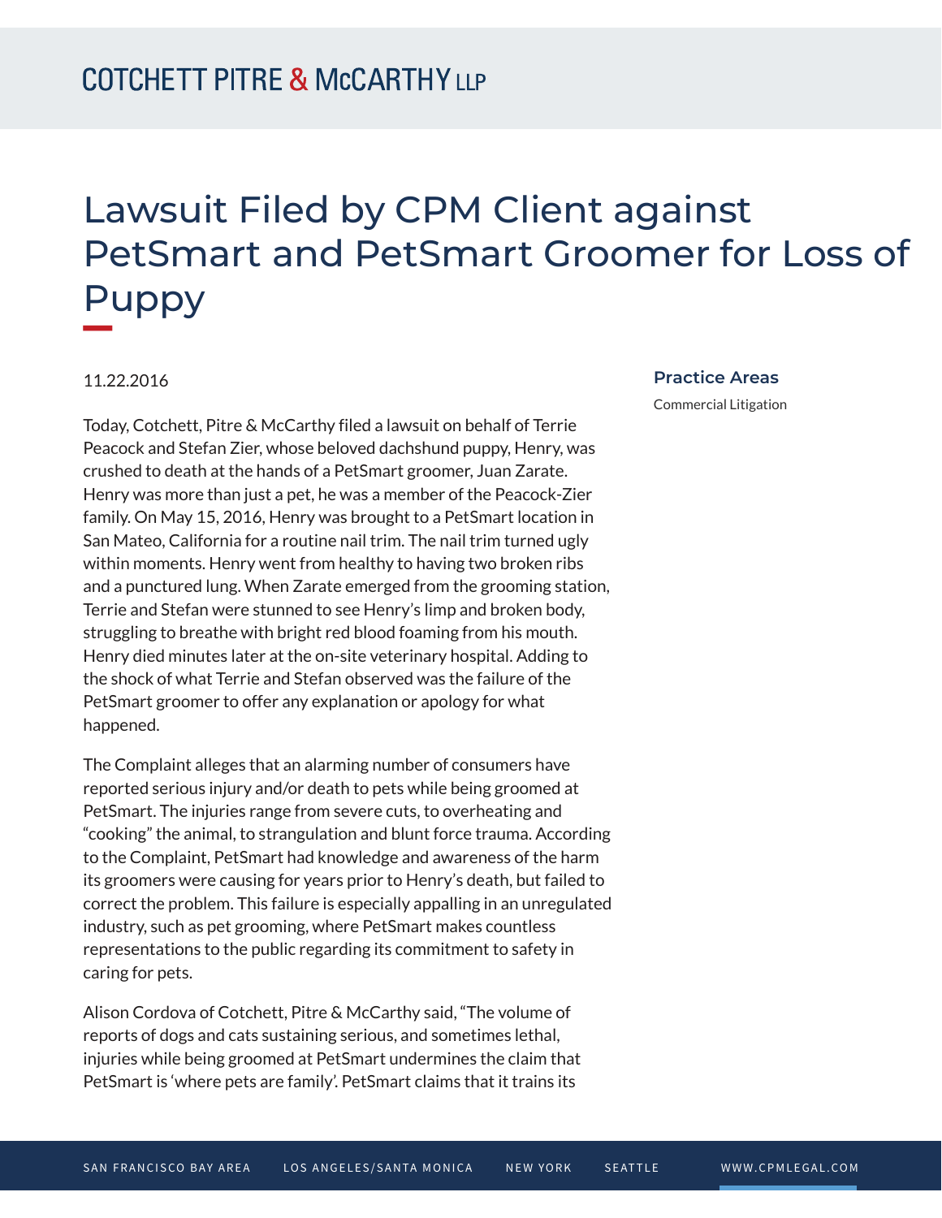# Lawsuit Filed by CPM Client against PetSmart and PetSmart Groomer for Loss of Puppy

11.22.2016

**Practice Areas**

Commercial Litigation

Today, Cotchett, Pitre & McCarthy filed a lawsuit on behalf of Terrie Peacock and Stefan Zier, whose beloved dachshund puppy, Henry, was crushed to death at the hands of a PetSmart groomer, Juan Zarate. Henry was more than just a pet, he was a member of the Peacock-Zier family. On May 15, 2016, Henry was brought to a PetSmart location in San Mateo, California for a routine nail trim. The nail trim turned ugly within moments. Henry went from healthy to having two broken ribs and a punctured lung. When Zarate emerged from the grooming station, Terrie and Stefan were stunned to see Henry's limp and broken body, struggling to breathe with bright red blood foaming from his mouth. Henry died minutes later at the on-site veterinary hospital. Adding to the shock of what Terrie and Stefan observed was the failure of the PetSmart groomer to offer any explanation or apology for what happened.

The Complaint alleges that an alarming number of consumers have reported serious injury and/or death to pets while being groomed at PetSmart. The injuries range from severe cuts, to overheating and "cooking" the animal, to strangulation and blunt force trauma. According to the Complaint, PetSmart had knowledge and awareness of the harm its groomers were causing for years prior to Henry's death, but failed to correct the problem. This failure is especially appalling in an unregulated industry, such as pet grooming, where PetSmart makes countless representations to the public regarding its commitment to safety in caring for pets.

Alison Cordova of Cotchett, Pitre & McCarthy said, "The volume of reports of dogs and cats sustaining serious, and sometimes lethal, injuries while being groomed at PetSmart undermines the claim that PetSmart is 'where pets are family'. PetSmart claims that it trains its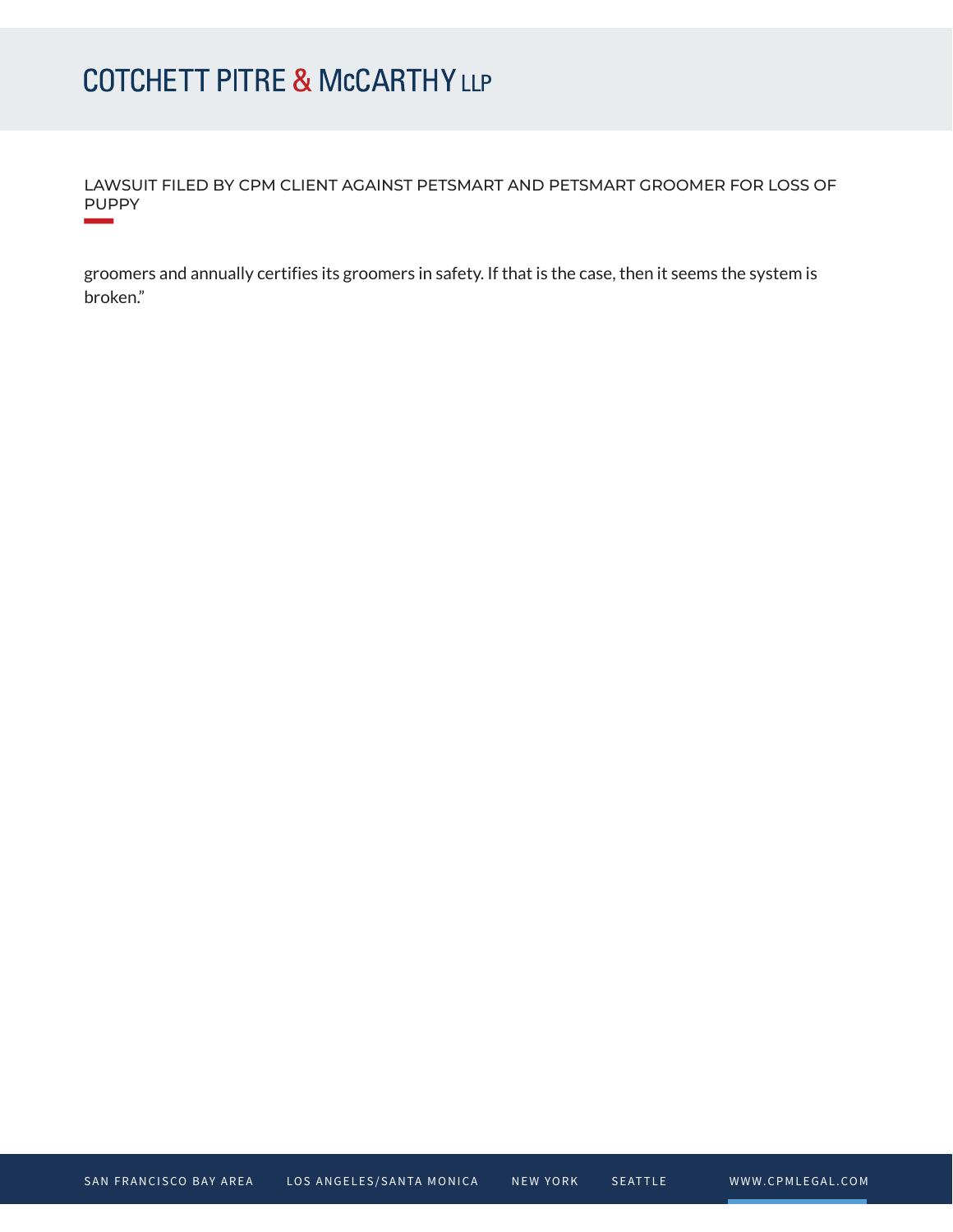groomers and annually certifies its groomers in safety. If that is the case, then it seems the system is broken."